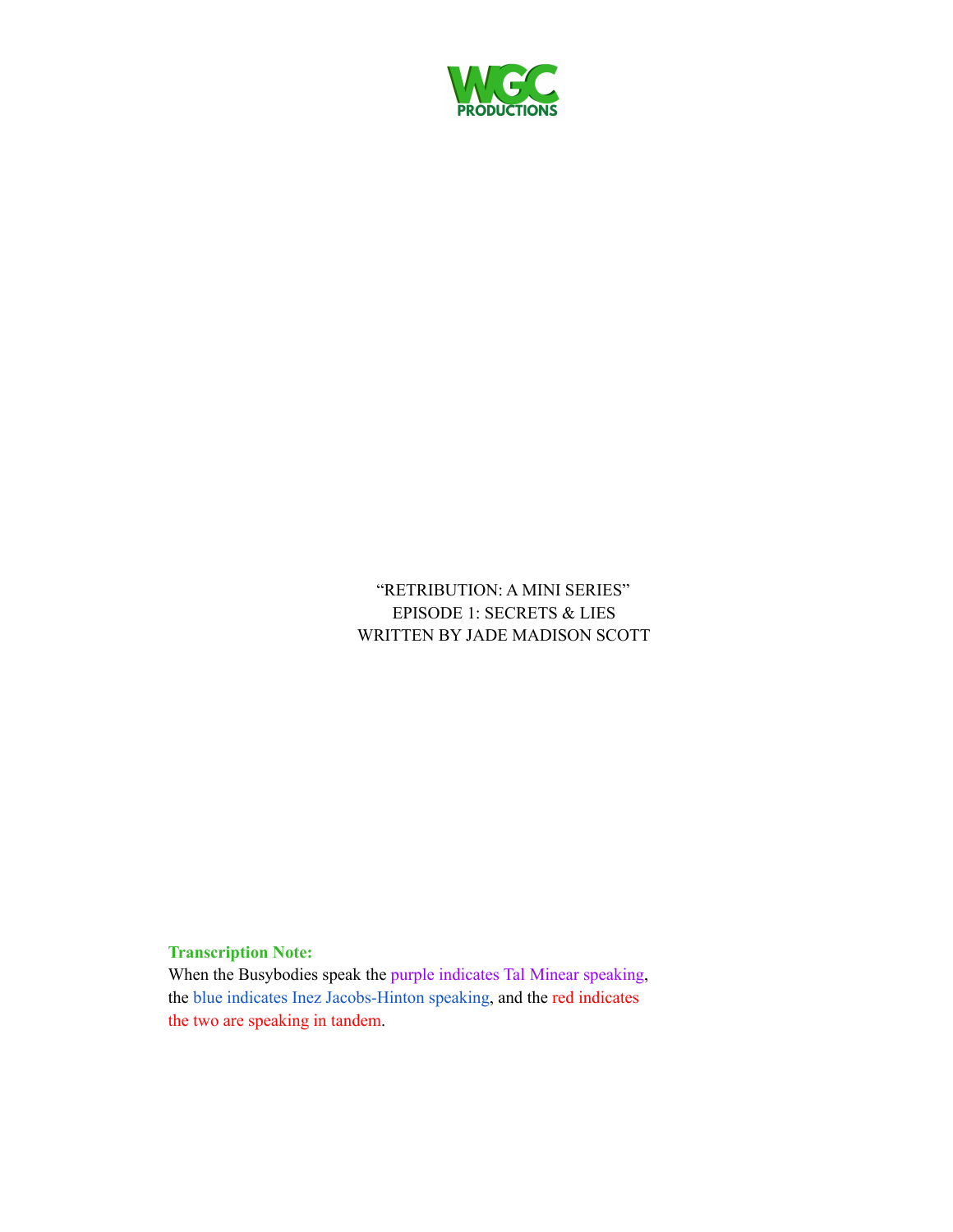WGC PRODUCTIONS

“RETRIBUTION: A MINI SERIES”
EPISODE 1: SECRETS & LIES
WRITTEN BY JADE MADISON SCOTT

**Transcription Note:**
When the Busybodies speak the purple indicates Tal Minear speaking, the blue indicates Inez Jacobs-Hinton speaking, and the red indicates the two are speaking in tandem.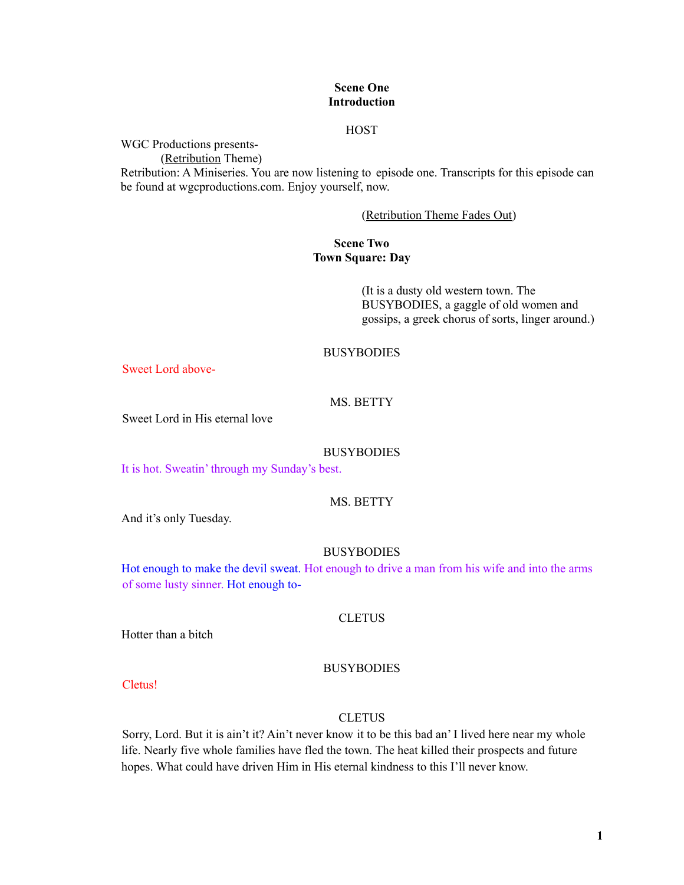**Scene One**
**Introduction**

HOST

WGC Productions presents-
(Retribution Theme)
Retribution: A Miniseries. You are now listening to episode one. Transcripts for this episode can be found at wgcproductions.com. Enjoy yourself, now.

(Retribution Theme Fades Out)

**Scene Two**
**Town Square: Day**

(It is a dusty old western town. The BUSYBODIES, a gaggle of old women and gossips, a greek chorus of sorts, linger around.)

BUSYBODIES

Sweet Lord above-

MS. BETTY

Sweet Lord in His eternal love

BUSYBODIES

It is hot. Sweatin' through my Sunday's best.

MS. BETTY

And it's only Tuesday.

BUSYBODIES

Hot enough to make the devil sweat. Hot enough to drive a man from his wife and into the arms of some lusty sinner. Hot enough to-

CLETUS

Hotter than a bitch

BUSYBODIES

Cletus!

CLETUS

Sorry, Lord. But it is ain't it? Ain't never know it to be this bad an' I lived here near my whole life. Nearly five whole families have fled the town. The heat killed their prospects and future hopes. What could have driven Him in His eternal kindness to this I'll never know.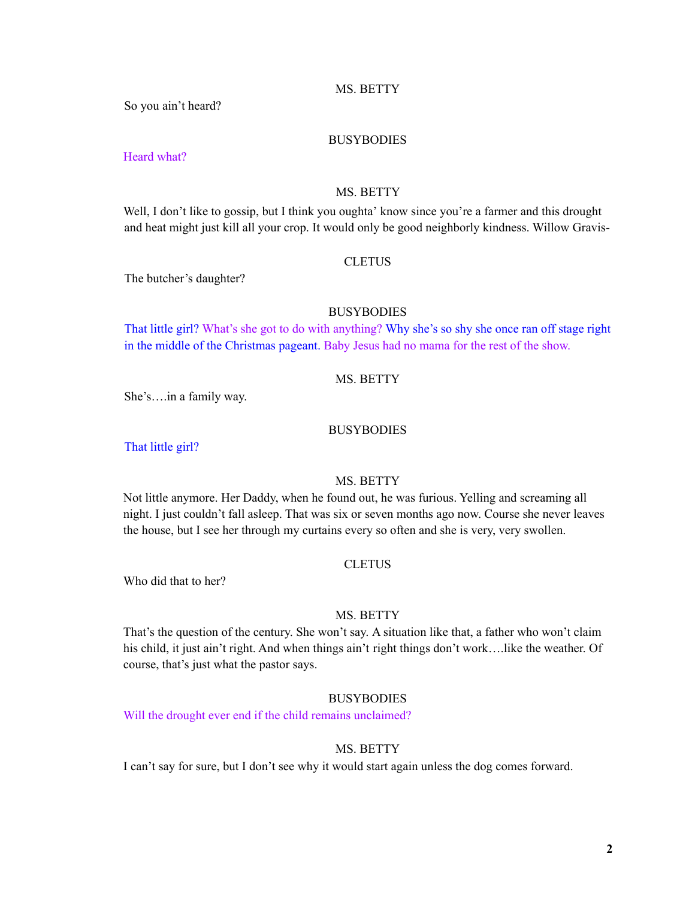MS. BETTY

So you ain't heard?

BUSYBODIES

Heard what?

MS. BETTY

Well, I don't like to gossip, but I think you oughta' know since you're a farmer and this drought and heat might just kill all your crop. It would only be good neighborly kindness. Willow Gravis-

CLETUS

The butcher's daughter?

BUSYBODIES

That little girl? What's she got to do with anything? Why she's so shy she once ran off stage right in the middle of the Christmas pageant. Baby Jesus had no mama for the rest of the show.

MS. BETTY

She's….in a family way.

BUSYBODIES

That little girl?

MS. BETTY

Not little anymore. Her Daddy, when he found out, he was furious. Yelling and screaming all night. I just couldn't fall asleep. That was six or seven months ago now. Course she never leaves the house, but I see her through my curtains every so often and she is very, very swollen.

CLETUS

Who did that to her?

MS. BETTY

That's the question of the century. She won't say. A situation like that, a father who won't claim his child, it just ain't right. And when things ain't right things don't work….like the weather. Of course, that's just what the pastor says.

BUSYBODIES

Will the drought ever end if the child remains unclaimed?

MS. BETTY

I can't say for sure, but I don't see why it would start again unless the dog comes forward.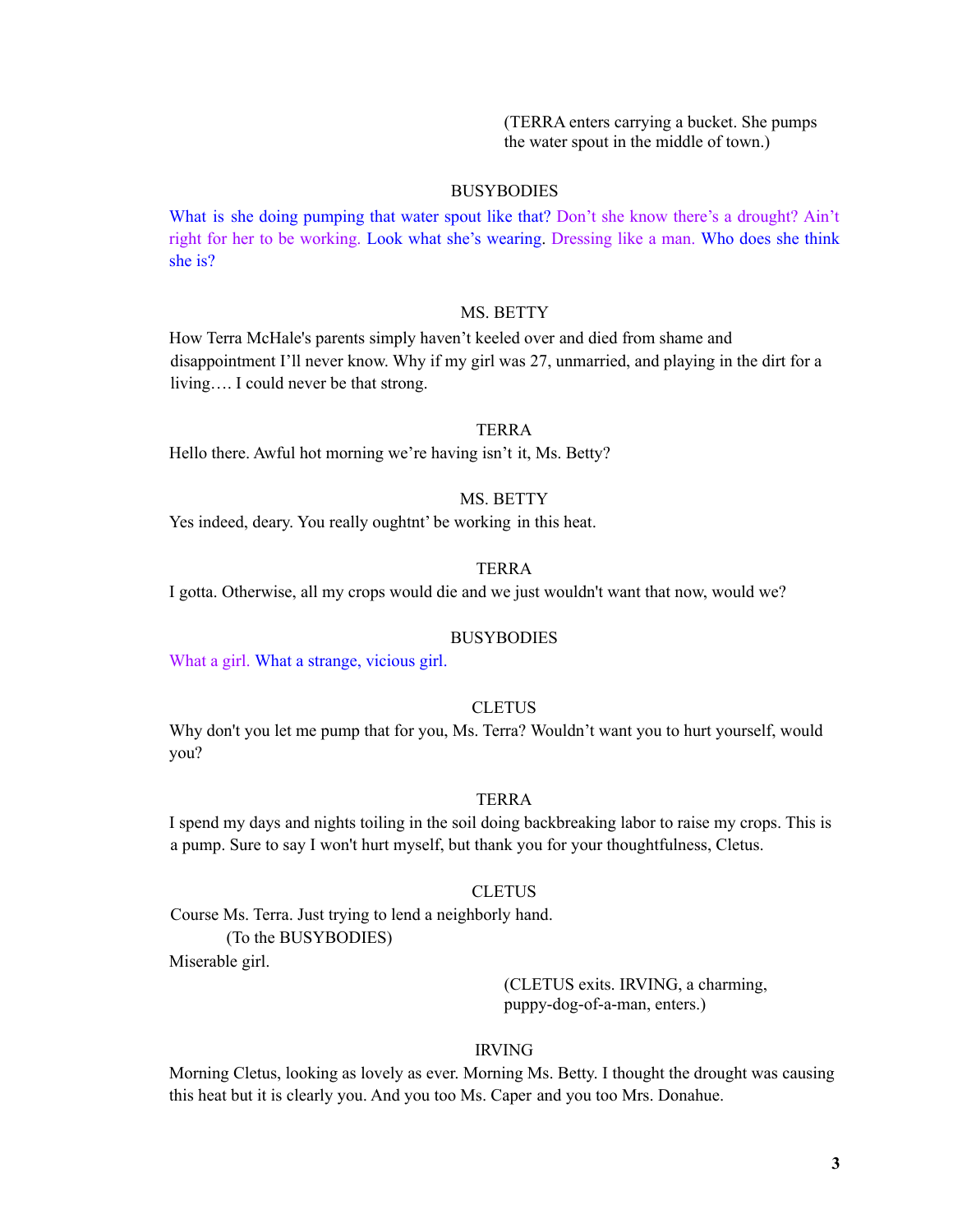(TERRA enters carrying a bucket. She pumps the water spout in the middle of town.)

BUSYBODIES

What is she doing pumping that water spout like that? Don't she know there's a drought? Ain't right for her to be working. Look what she's wearing. Dressing like a man. Who does she think she is?

MS. BETTY

How Terra McHale's parents simply haven't keeled over and died from shame and disappointment I'll never know. Why if my girl was 27, unmarried, and playing in the dirt for a living…. I could never be that strong.

TERRA

Hello there. Awful hot morning we're having isn't it, Ms. Betty?

MS. BETTY

Yes indeed, deary. You really oughtnt' be working in this heat.

TERRA

I gotta. Otherwise, all my crops would die and we just wouldn't want that now, would we?

BUSYBODIES

What a girl. What a strange, vicious girl.

CLETUS

Why don't you let me pump that for you, Ms. Terra? Wouldn't want you to hurt yourself, would you?

TERRA

I spend my days and nights toiling in the soil doing backbreaking labor to raise my crops. This is a pump. Sure to say I won't hurt myself, but thank you for your thoughtfulness, Cletus.

CLETUS

Course Ms. Terra. Just trying to lend a neighborly hand.

(To the BUSYBODIES)

Miserable girl.

(CLETUS exits. IRVING, a charming, puppy-dog-of-a-man, enters.)

IRVING

Morning Cletus, looking as lovely as ever. Morning Ms. Betty. I thought the drought was causing this heat but it is clearly you. And you too Ms. Caper and you too Mrs. Donahue.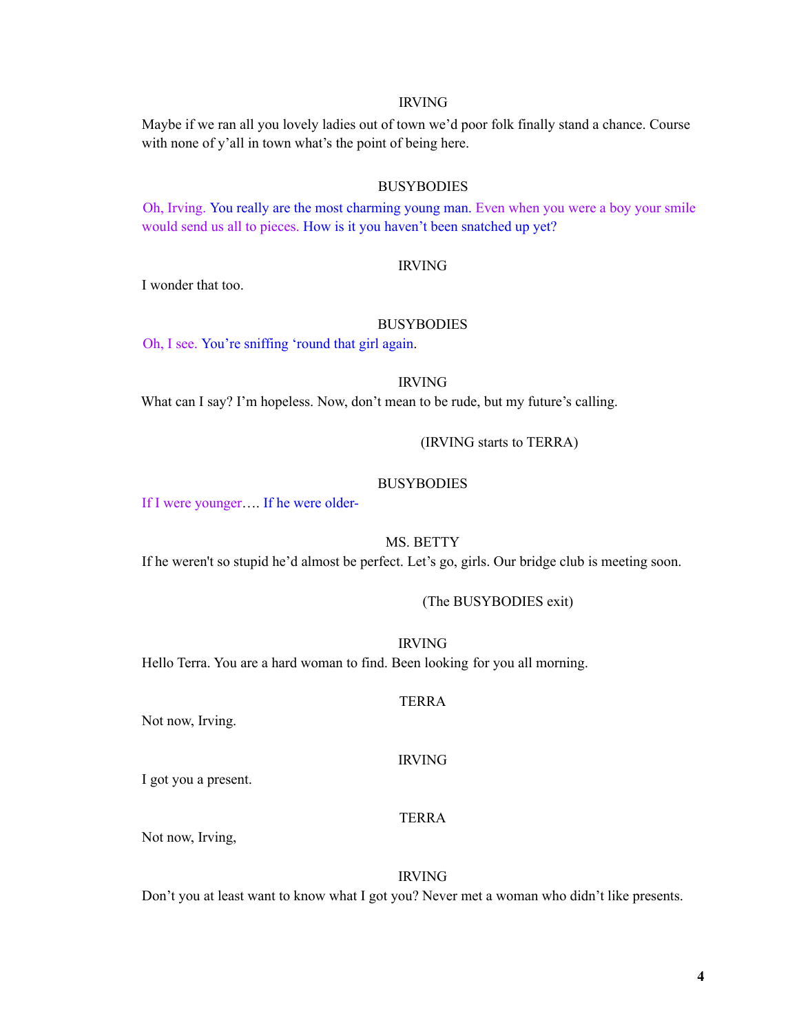IRVING

Maybe if we ran all you lovely ladies out of town we'd poor folk finally stand a chance. Course with none of y'all in town what's the point of being here.

BUSYBODIES

Oh, Irving. You really are the most charming young man. Even when you were a boy your smile would send us all to pieces. How is it you haven't been snatched up yet?

IRVING

I wonder that too.

BUSYBODIES

Oh, I see. You're sniffing 'round that girl again.

IRVING

What can I say? I'm hopeless. Now, don't mean to be rude, but my future's calling.

(IRVING starts to TERRA)

BUSYBODIES

If I were younger…. If he were older-

MS. BETTY

If he weren't so stupid he'd almost be perfect. Let's go, girls. Our bridge club is meeting soon.

(The BUSYBODIES exit)

IRVING

Hello Terra. You are a hard woman to find. Been looking for you all morning.

TERRA

Not now, Irving.

IRVING

I got you a present.

TERRA

Not now, Irving,

IRVING

Don't you at least want to know what I got you? Never met a woman who didn't like presents.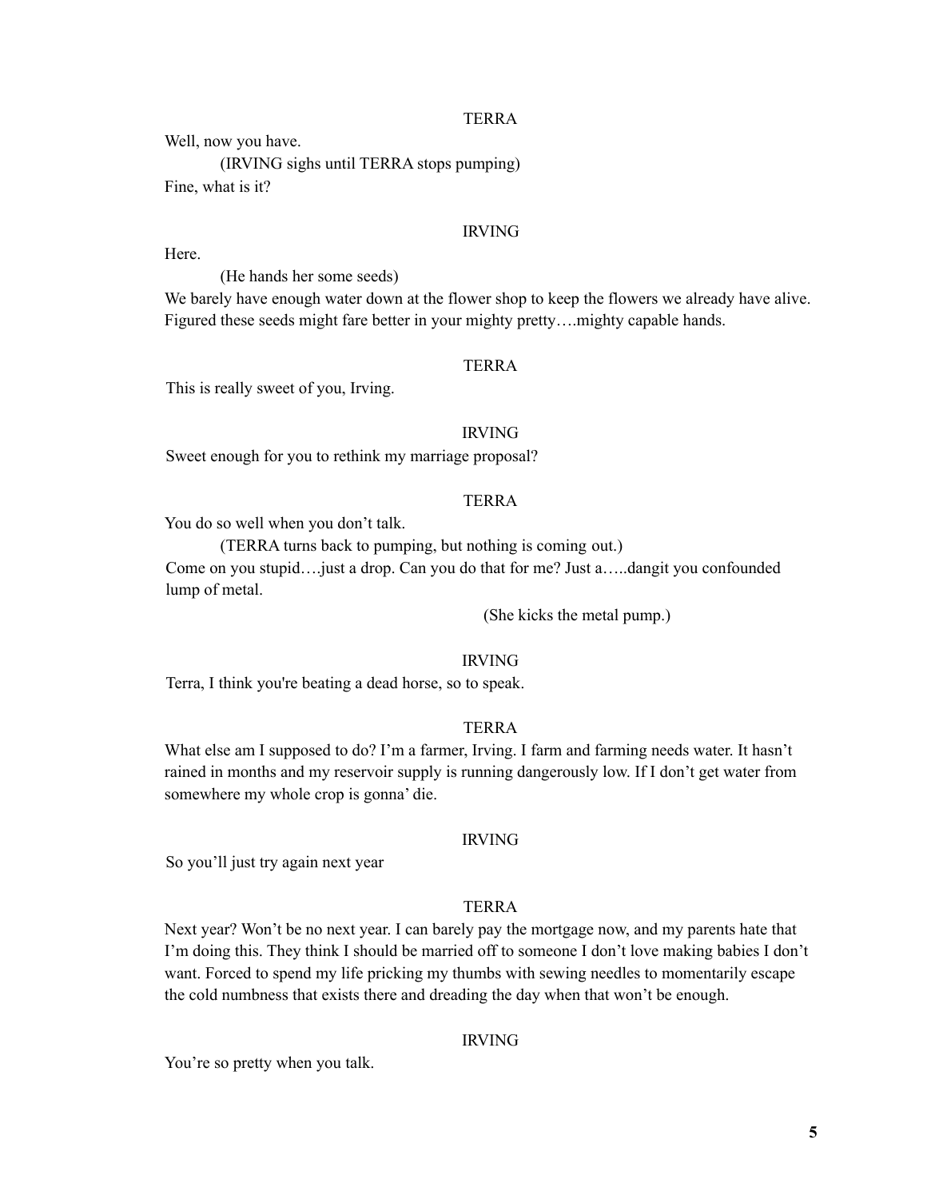TERRA

Well, now you have.

(IRVING sighs until TERRA stops pumping)

Fine, what is it?

IRVING

Here.

(He hands her some seeds)

We barely have enough water down at the flower shop to keep the flowers we already have alive. Figured these seeds might fare better in your mighty pretty….mighty capable hands.

TERRA

This is really sweet of you, Irving.

IRVING

Sweet enough for you to rethink my marriage proposal?

TERRA

You do so well when you don't talk.

(TERRA turns back to pumping, but nothing is coming out.)

Come on you stupid….just a drop. Can you do that for me? Just a…..dangit you confounded lump of metal.

(She kicks the metal pump.)

IRVING

Terra, I think you're beating a dead horse, so to speak.

TERRA

What else am I supposed to do? I'm a farmer, Irving. I farm and farming needs water. It hasn't rained in months and my reservoir supply is running dangerously low. If I don't get water from somewhere my whole crop is gonna' die.

IRVING

So you'll just try again next year

TERRA

Next year? Won't be no next year. I can barely pay the mortgage now, and my parents hate that I'm doing this. They think I should be married off to someone I don't love making babies I don't want. Forced to spend my life pricking my thumbs with sewing needles to momentarily escape the cold numbness that exists there and dreading the day when that won't be enough.

IRVING

You're so pretty when you talk.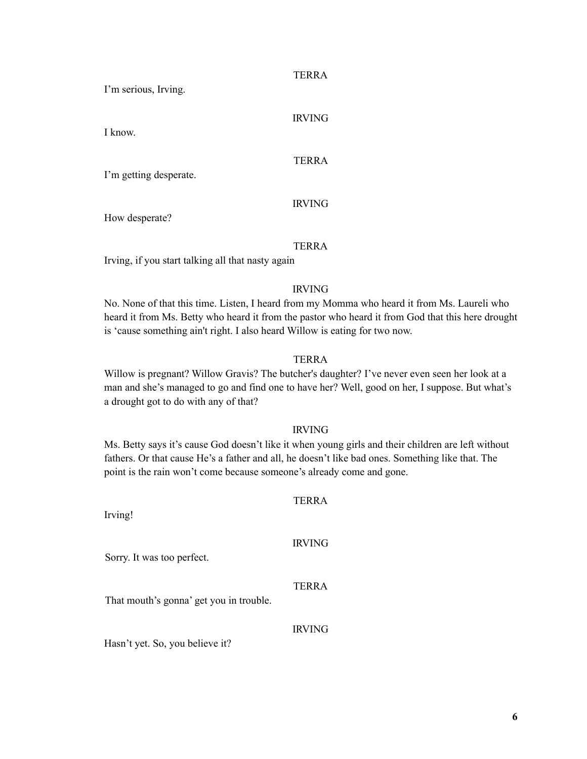TERRA

I'm serious, Irving.

IRVING

I know.

TERRA

I'm getting desperate.

IRVING

How desperate?

TERRA

Irving, if you start talking all that nasty again

IRVING

No. None of that this time. Listen, I heard from my Momma who heard it from Ms. Laureli who heard it from Ms. Betty who heard it from the pastor who heard it from God that this here drought is 'cause something ain't right. I also heard Willow is eating for two now.

TERRA

Willow is pregnant? Willow Gravis? The butcher's daughter? I've never even seen her look at a man and she's managed to go and find one to have her? Well, good on her, I suppose. But what's a drought got to do with any of that?

IRVING

Ms. Betty says it's cause God doesn't like it when young girls and their children are left without fathers. Or that cause He's a father and all, he doesn't like bad ones. Something like that. The point is the rain won't come because someone's already come and gone.

TERRA

Irving!

IRVING

Sorry. It was too perfect.

TERRA

That mouth's gonna' get you in trouble.

IRVING

Hasn't yet. So, you believe it?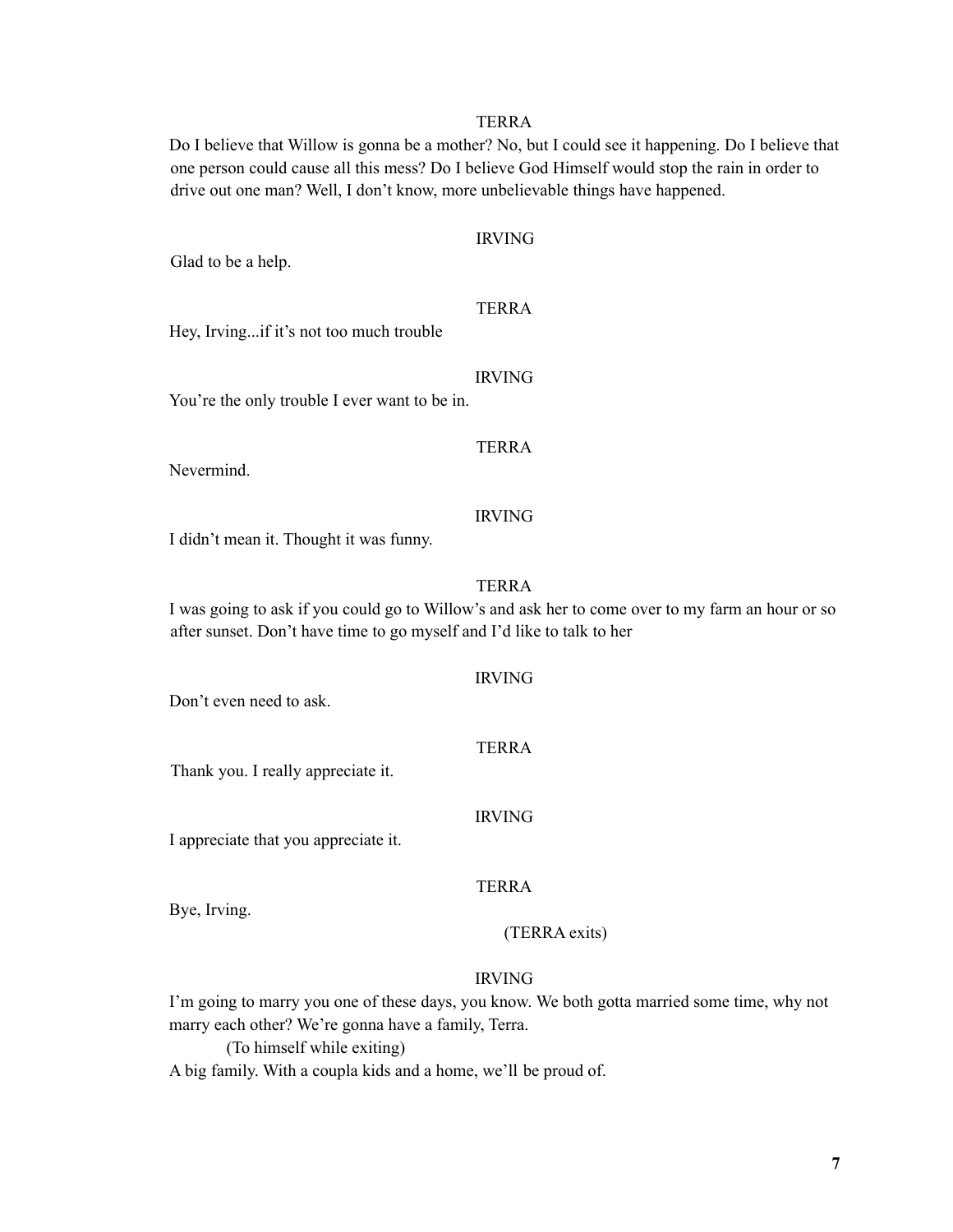TERRA

Do I believe that Willow is gonna be a mother? No, but I could see it happening. Do I believe that one person could cause all this mess? Do I believe God Himself would stop the rain in order to drive out one man? Well, I don't know, more unbelievable things have happened.

IRVING

Glad to be a help.

TERRA

Hey, Irving...if it's not too much trouble

IRVING

You're the only trouble I ever want to be in.

TERRA

Nevermind.

IRVING

I didn't mean it. Thought it was funny.

TERRA

I was going to ask if you could go to Willow's and ask her to come over to my farm an hour or so after sunset. Don't have time to go myself and I'd like to talk to her

IRVING

Don't even need to ask.

TERRA

Thank you. I really appreciate it.

IRVING

I appreciate that you appreciate it.

TERRA

Bye, Irving.

(TERRA exits)

IRVING

I'm going to marry you one of these days, you know. We both gotta married some time, why not marry each other? We're gonna have a family, Terra.

(To himself while exiting)

A big family. With a coupla kids and a home, we'll be proud of.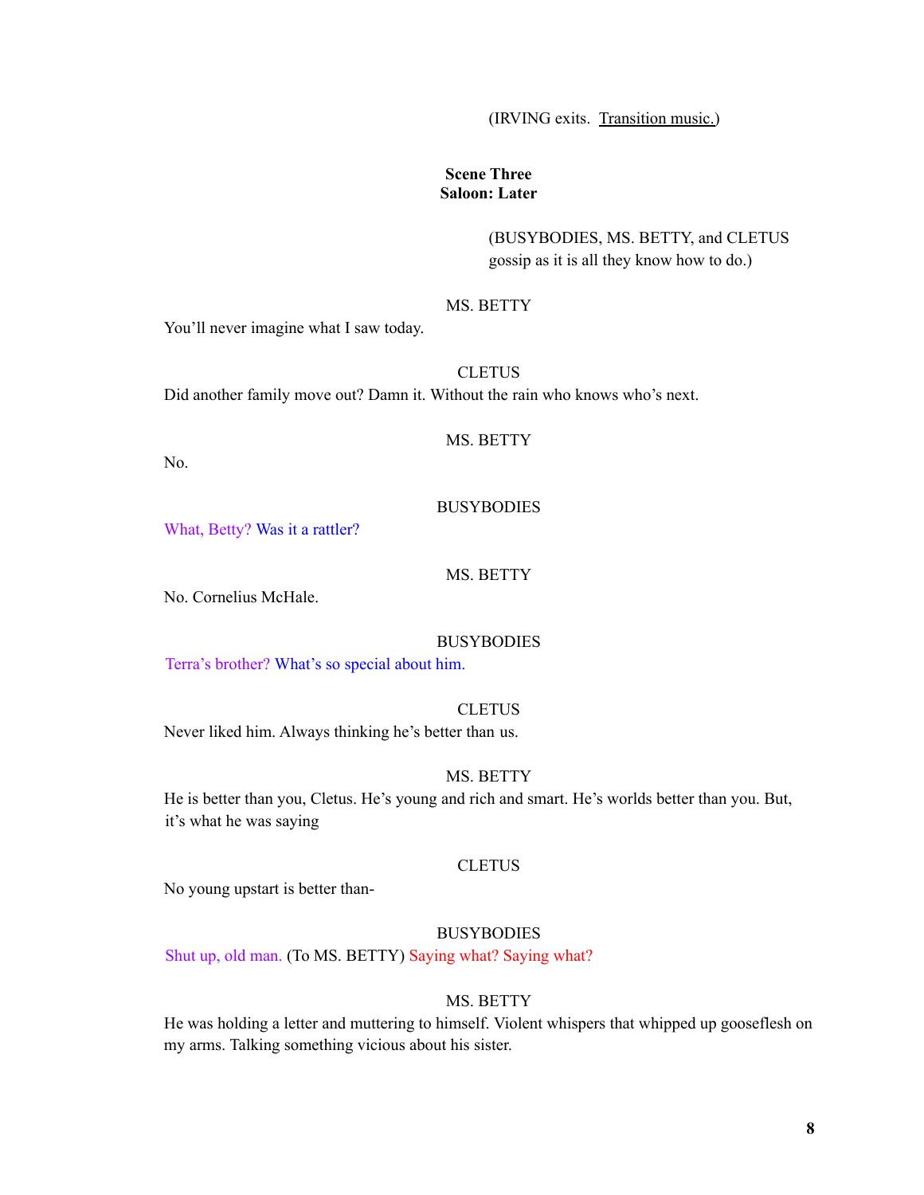(IRVING exits. <u>Transition music.</u>)

**Scene Three**
**Saloon: Later**

(BUSYBODIES, MS. BETTY, and CLETUS gossip as it is all they know how to do.)

MS. BETTY

You'll never imagine what I saw today.

CLETUS

Did another family move out? Damn it. Without the rain who knows who's next.

MS. BETTY

No.

BUSYBODIES

What, Betty? Was it a rattler?

MS. BETTY

No. Cornelius McHale.

BUSYBODIES

Terra's brother? What's so special about him.

CLETUS

Never liked him. Always thinking he's better than us.

MS. BETTY

He is better than you, Cletus. He's young and rich and smart. He's worlds better than you. But, it's what he was saying

CLETUS

No young upstart is better than-

BUSYBODIES

Shut up, old man. (To MS. BETTY) Saying what? Saying what?

MS. BETTY

He was holding a letter and muttering to himself. Violent whispers that whipped up gooseflesh on my arms. Talking something vicious about his sister.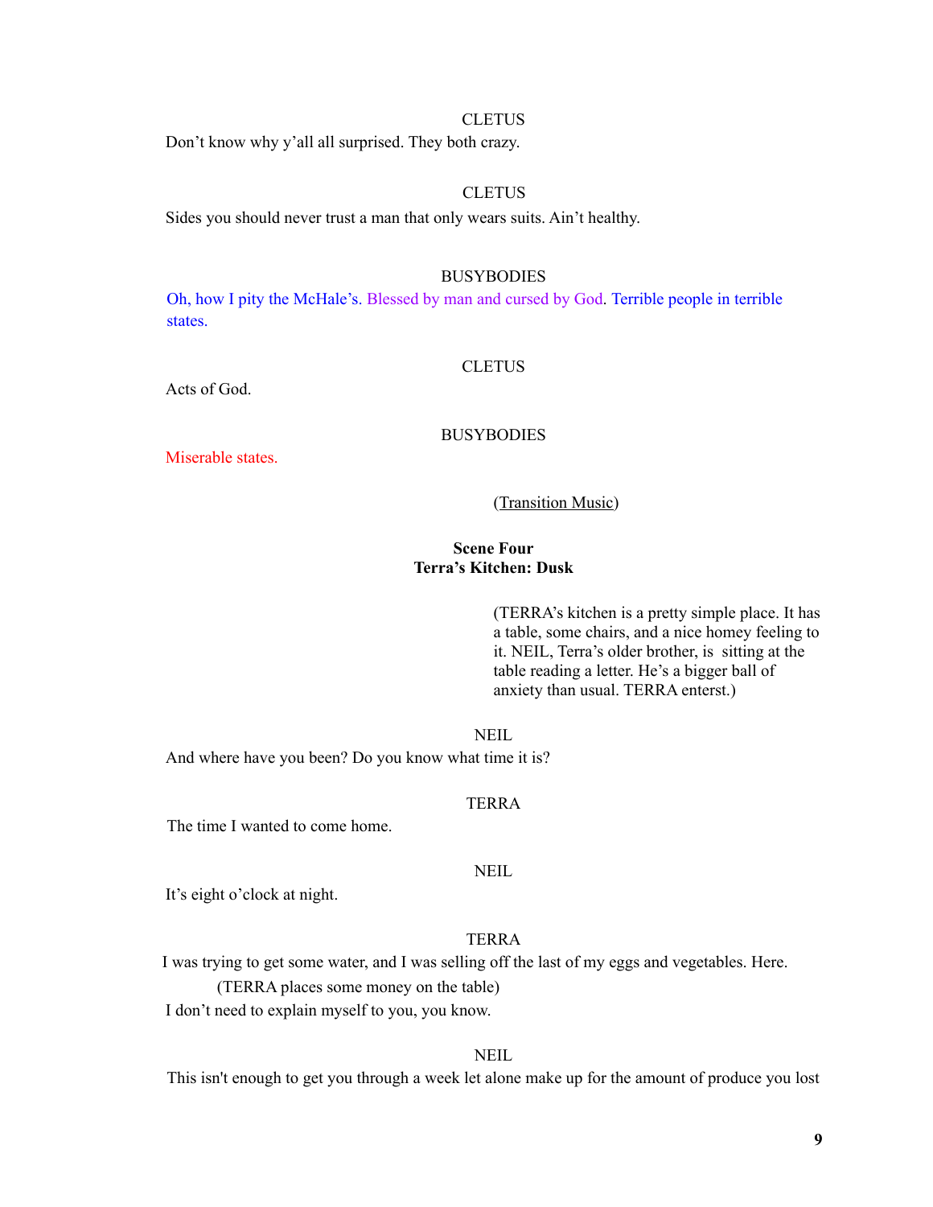CLETUS

Don't know why y'all all surprised. They both crazy.

CLETUS

Sides you should never trust a man that only wears suits. Ain't healthy.

BUSYBODIES

Oh, how I pity the McHale's. Blessed by man and cursed by God. Terrible people in terrible states.

CLETUS

Acts of God.

BUSYBODIES

Miserable states.

(Transition Music)

**Scene Four**
**Terra's Kitchen: Dusk**

(TERRA's kitchen is a pretty simple place. It has a table, some chairs, and a nice homey feeling to it. NEIL, Terra's older brother, is sitting at the table reading a letter. He's a bigger ball of anxiety than usual. TERRA enterst.)

NEIL

And where have you been? Do you know what time it is?

TERRA

The time I wanted to come home.

NEIL

It's eight o'clock at night.

TERRA

I was trying to get some water, and I was selling off the last of my eggs and vegetables. Here.

(TERRA places some money on the table)

I don't need to explain myself to you, you know.

NEIL

This isn't enough to get you through a week let alone make up for the amount of produce you lost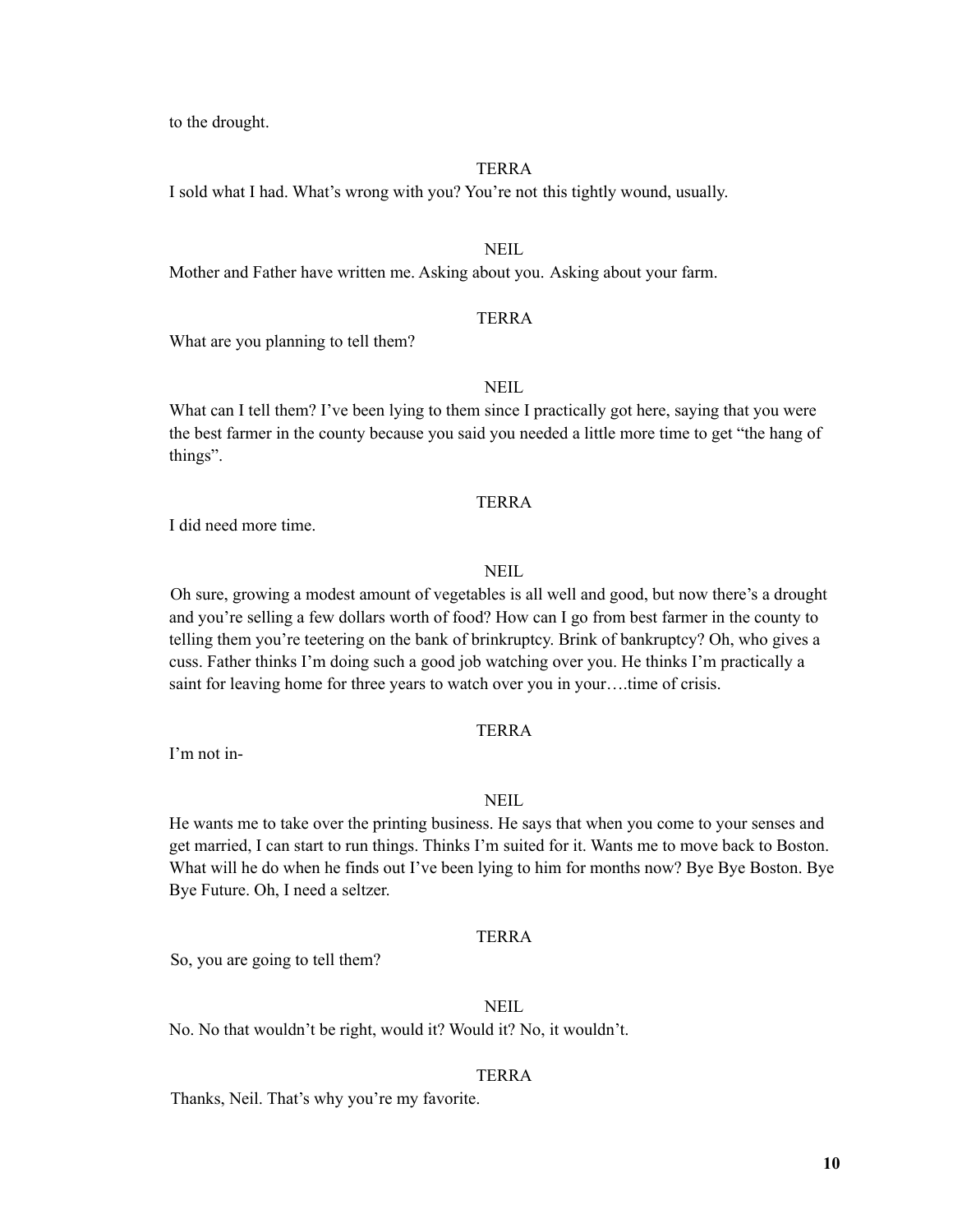to the drought.

TERRA

I sold what I had. What's wrong with you? You're not this tightly wound, usually.

NEIL

Mother and Father have written me. Asking about you. Asking about your farm.

TERRA

What are you planning to tell them?

NEIL

What can I tell them? I've been lying to them since I practically got here, saying that you were the best farmer in the county because you said you needed a little more time to get "the hang of things".

TERRA

I did need more time.

NEIL

Oh sure, growing a modest amount of vegetables is all well and good, but now there's a drought and you're selling a few dollars worth of food? How can I go from best farmer in the county to telling them you're teetering on the bank of brinkruptcy. Brink of bankruptcy? Oh, who gives a cuss. Father thinks I'm doing such a good job watching over you. He thinks I'm practically a saint for leaving home for three years to watch over you in your….time of crisis.

TERRA

I'm not in-

NEIL

He wants me to take over the printing business. He says that when you come to your senses and get married, I can start to run things. Thinks I'm suited for it. Wants me to move back to Boston. What will he do when he finds out I've been lying to him for months now? Bye Bye Boston. Bye Bye Future. Oh, I need a seltzer.

TERRA

So, you are going to tell them?

NEIL

No. No that wouldn't be right, would it? Would it? No, it wouldn't.

TERRA

Thanks, Neil. That's why you're my favorite.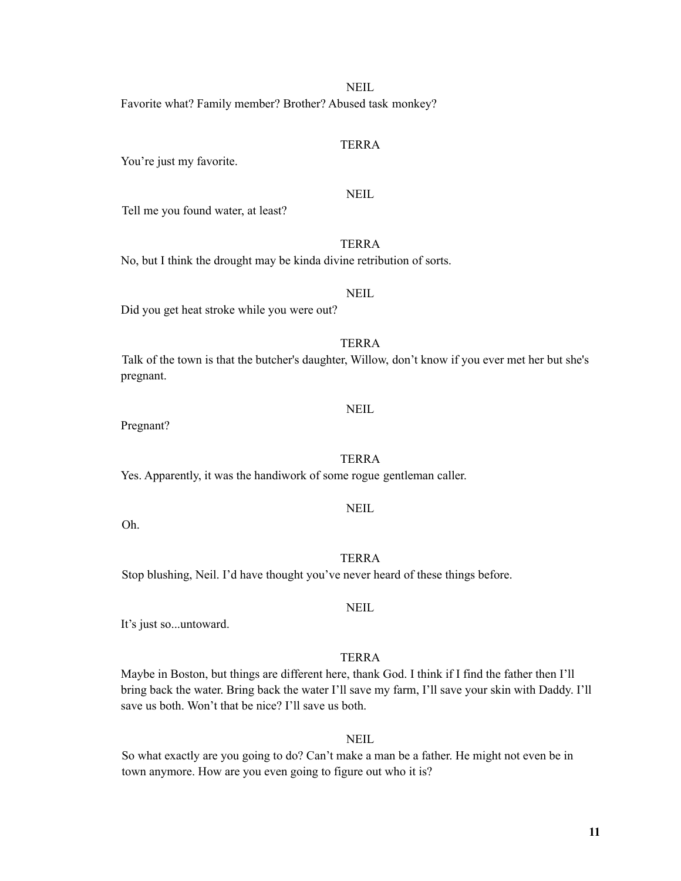NEIL

Favorite what? Family member? Brother? Abused task monkey?

TERRA

You're just my favorite.

NEIL

Tell me you found water, at least?

TERRA

No, but I think the drought may be kinda divine retribution of sorts.

NEIL

Did you get heat stroke while you were out?

TERRA

Talk of the town is that the butcher's daughter, Willow, don't know if you ever met her but she's pregnant.

NEIL

Pregnant?

TERRA

Yes. Apparently, it was the handiwork of some rogue gentleman caller.

NEIL

Oh.

TERRA

Stop blushing, Neil. I'd have thought you've never heard of these things before.

NEIL

It's just so...untoward.

TERRA

Maybe in Boston, but things are different here, thank God. I think if I find the father then I'll bring back the water. Bring back the water I'll save my farm, I'll save your skin with Daddy. I'll save us both. Won't that be nice? I'll save us both.

NEIL

So what exactly are you going to do? Can't make a man be a father. He might not even be in town anymore. How are you even going to figure out who it is?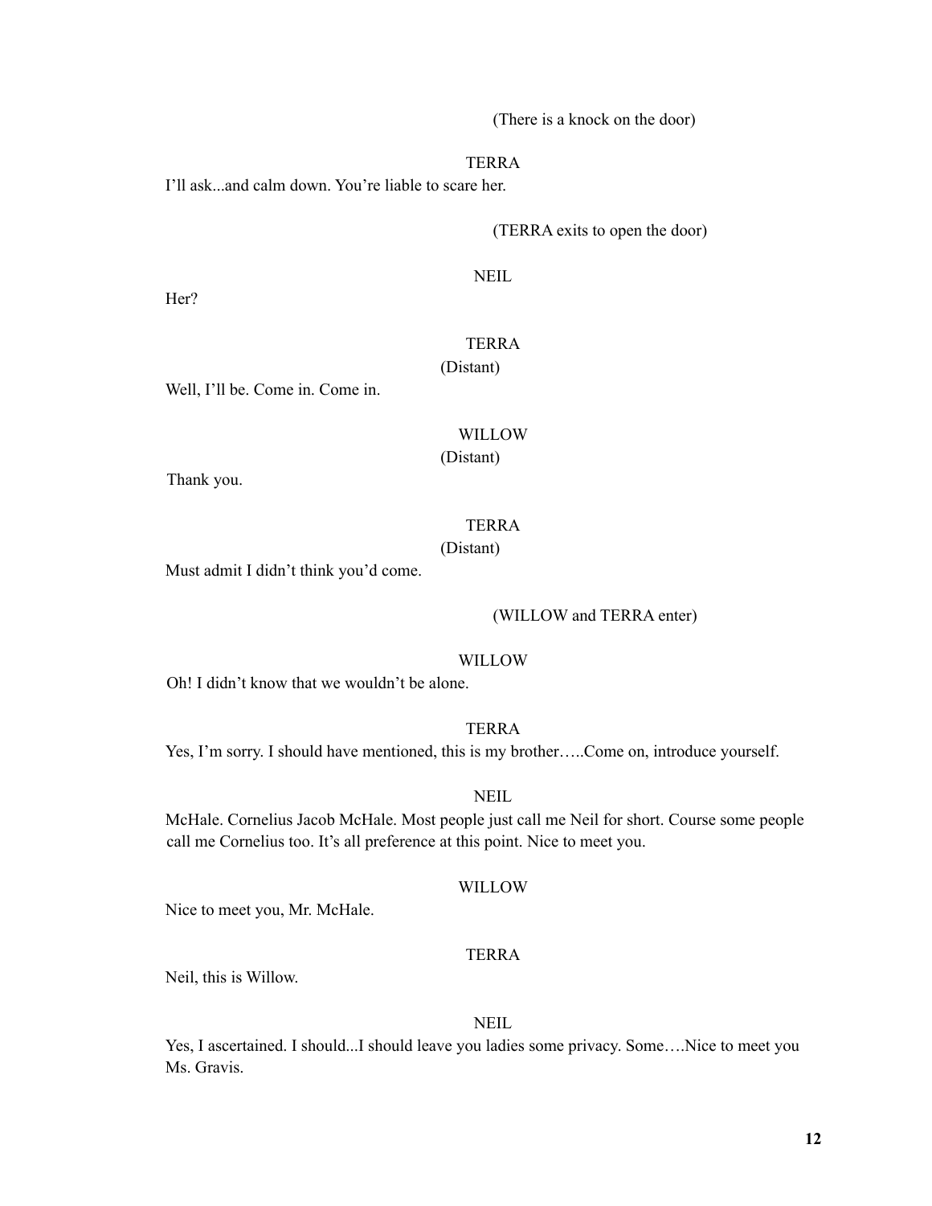(There is a knock on the door)

TERRA

I'll ask...and calm down. You're liable to scare her.

(TERRA exits to open the door)

NEIL

Her?

TERRA

(Distant)

Well, I'll be. Come in. Come in.

WILLOW

(Distant)

Thank you.

TERRA

(Distant)

Must admit I didn't think you'd come.

(WILLOW and TERRA enter)

WILLOW

Oh! I didn't know that we wouldn't be alone.

TERRA

Yes, I'm sorry. I should have mentioned, this is my brother…..Come on, introduce yourself.

NEIL

McHale. Cornelius Jacob McHale. Most people just call me Neil for short. Course some people call me Cornelius too. It's all preference at this point. Nice to meet you.

WILLOW

Nice to meet you, Mr. McHale.

TERRA

Neil, this is Willow.

NEIL

Yes, I ascertained. I should...I should leave you ladies some privacy. Some….Nice to meet you Ms. Gravis.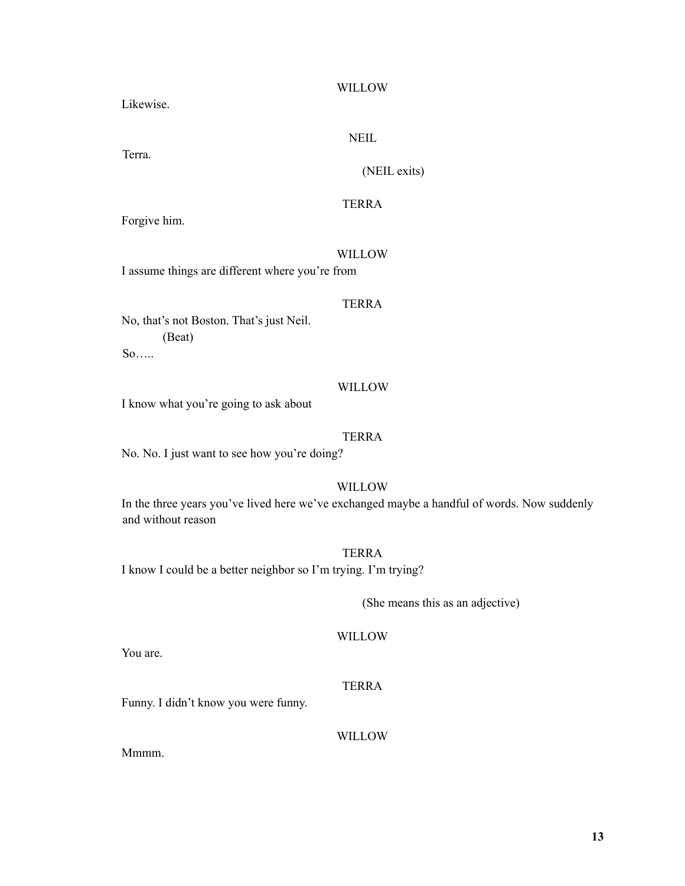WILLOW

Likewise.

NEIL

Terra.

(NEIL exits)

TERRA

Forgive him.

WILLOW

I assume things are different where you're from

TERRA

No, that's not Boston. That's just Neil.

(Beat)

So…..

WILLOW

I know what you're going to ask about

TERRA

No. No. I just want to see how you're doing?

WILLOW

In the three years you've lived here we've exchanged maybe a handful of words. Now suddenly and without reason

TERRA

I know I could be a better neighbor so I'm trying. I'm trying?

(She means this as an adjective)

WILLOW

You are.

TERRA

Funny. I didn't know you were funny.

WILLOW

Mmmm.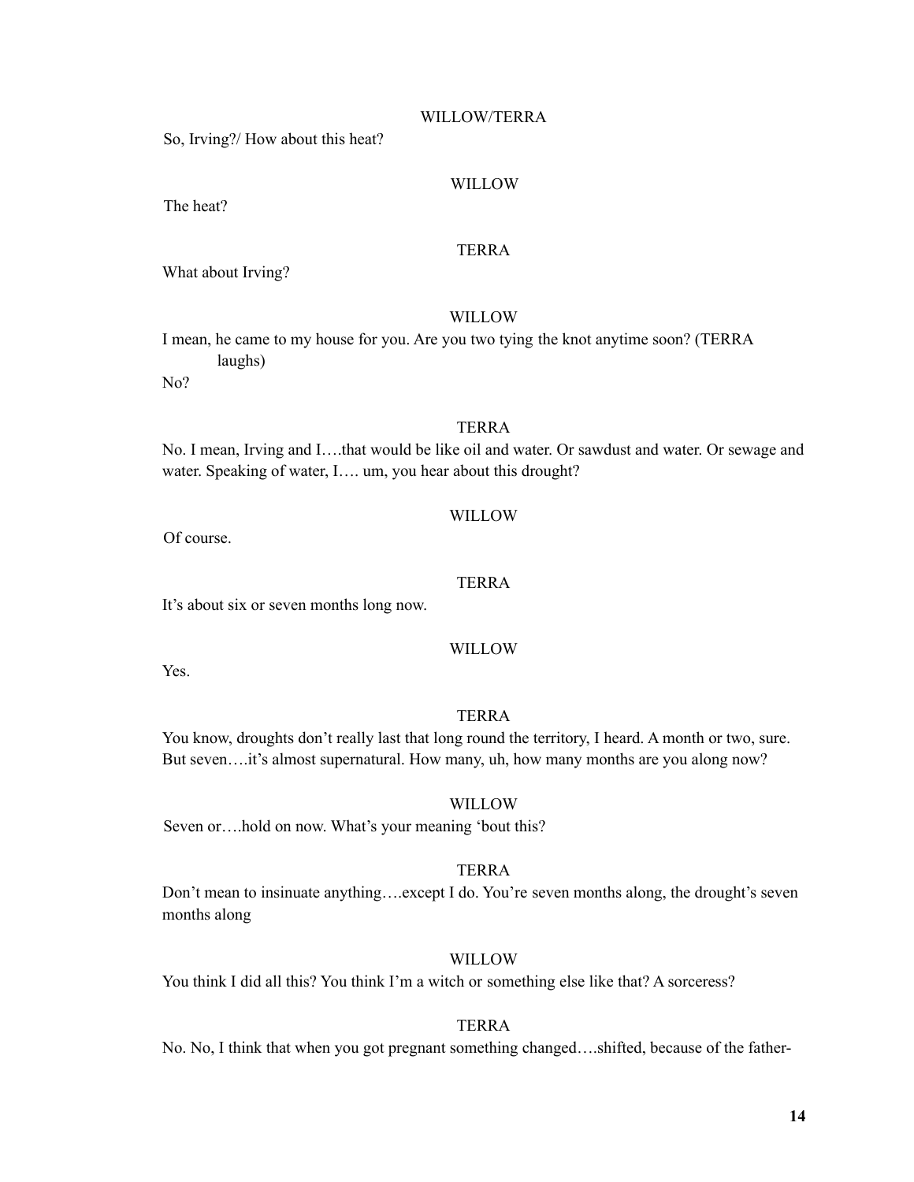WILLOW/TERRA

So, Irving?/ How about this heat?

WILLOW

The heat?

TERRA

What about Irving?

WILLOW

I mean, he came to my house for you. Are you two tying the knot anytime soon? (TERRA laughs)

No?

TERRA

No. I mean, Irving and I….that would be like oil and water. Or sawdust and water. Or sewage and water. Speaking of water, I…. um, you hear about this drought?

WILLOW

Of course.

TERRA

It's about six or seven months long now.

WILLOW

Yes.

TERRA

You know, droughts don't really last that long round the territory, I heard. A month or two, sure. But seven….it's almost supernatural. How many, uh, how many months are you along now?

WILLOW

Seven or….hold on now. What's your meaning 'bout this?

TERRA

Don't mean to insinuate anything….except I do. You're seven months along, the drought's seven months along

WILLOW

You think I did all this? You think I'm a witch or something else like that? A sorceress?

TERRA

No. No, I think that when you got pregnant something changed….shifted, because of the father-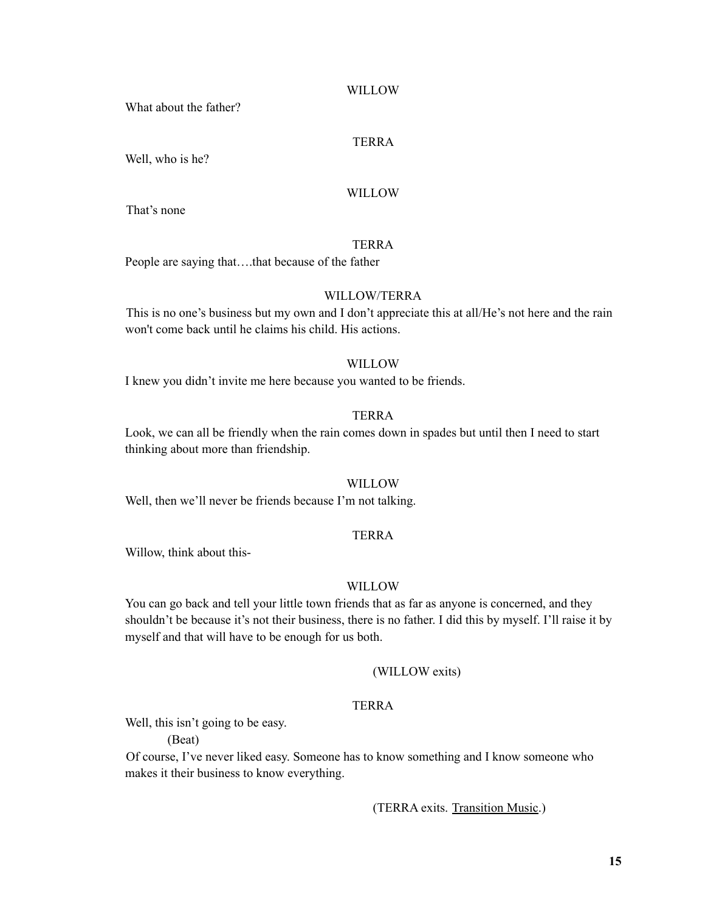WILLOW

What about the father?

TERRA

Well, who is he?

WILLOW

That's none

TERRA

People are saying that….that because of the father

WILLOW/TERRA

This is no one's business but my own and I don't appreciate this at all/He's not here and the rain won't come back until he claims his child. His actions.

WILLOW

I knew you didn't invite me here because you wanted to be friends.

TERRA

Look, we can all be friendly when the rain comes down in spades but until then I need to start thinking about more than friendship.

WILLOW

Well, then we'll never be friends because I'm not talking.

TERRA

Willow, think about this-

WILLOW

You can go back and tell your little town friends that as far as anyone is concerned, and they shouldn't be because it's not their business, there is no father. I did this by myself. I'll raise it by myself and that will have to be enough for us both.

(WILLOW exits)

TERRA

Well, this isn't going to be easy.

(Beat)

Of course, I've never liked easy. Someone has to know something and I know someone who makes it their business to know everything.

(TERRA exits. Transition Music.)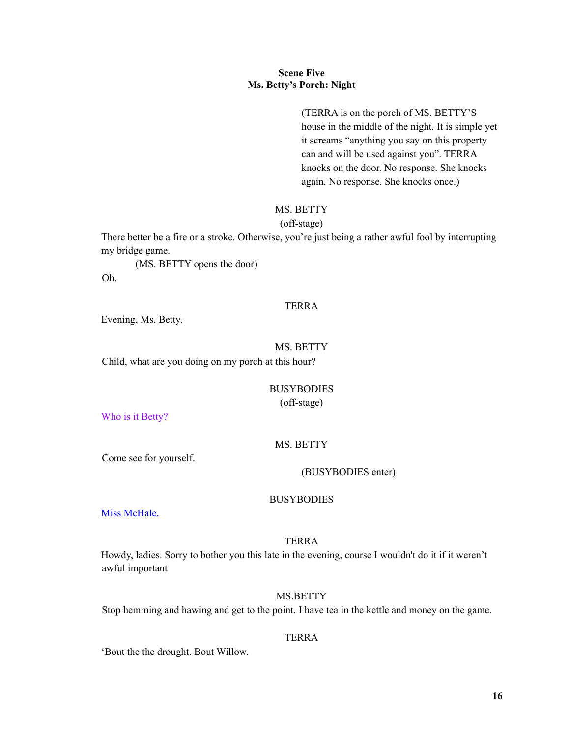**Scene Five**
**Ms. Betty's Porch: Night**

(TERRA is on the porch of MS. BETTY'S house in the middle of the night. It is simple yet it screams "anything you say on this property can and will be used against you". TERRA knocks on the door. No response. She knocks again. No response. She knocks once.)

MS. BETTY
(off-stage)
There better be a fire or a stroke. Otherwise, you're just being a rather awful fool by interrupting my bridge game.
(MS. BETTY opens the door)
Oh.

TERRA
Evening, Ms. Betty.

MS. BETTY
Child, what are you doing on my porch at this hour?

BUSYBODIES
(off-stage)
Who is it Betty?

MS. BETTY
Come see for yourself.

(BUSYBODIES enter)

BUSYBODIES
Miss McHale.

TERRA
Howdy, ladies. Sorry to bother you this late in the evening, course I wouldn't do it if it weren't awful important

MS.BETTY
Stop hemming and hawing and get to the point. I have tea in the kettle and money on the game.

TERRA
'Bout the the drought. Bout Willow.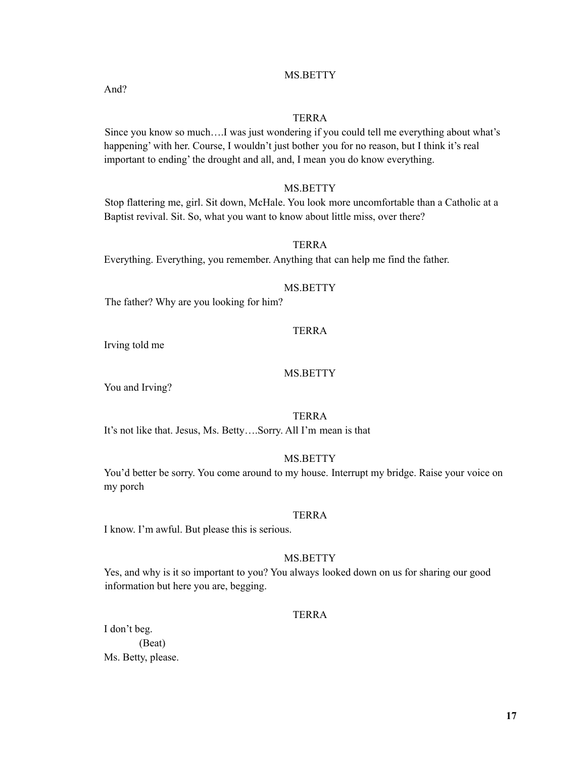MS.BETTY

And?

TERRA

Since you know so much….I was just wondering if you could tell me everything about what's happening' with her. Course, I wouldn't just bother you for no reason, but I think it's real important to ending' the drought and all, and, I mean you do know everything.

MS.BETTY

Stop flattering me, girl. Sit down, McHale. You look more uncomfortable than a Catholic at a Baptist revival. Sit. So, what you want to know about little miss, over there?

TERRA

Everything. Everything, you remember. Anything that can help me find the father.

MS.BETTY

The father? Why are you looking for him?

TERRA

Irving told me

MS.BETTY

You and Irving?

TERRA

It's not like that. Jesus, Ms. Betty….Sorry. All I'm mean is that

MS.BETTY

You'd better be sorry. You come around to my house. Interrupt my bridge. Raise your voice on my porch

TERRA

I know. I'm awful. But please this is serious.

MS.BETTY

Yes, and why is it so important to you? You always looked down on us for sharing our good information but here you are, begging.

TERRA

I don't beg.

(Beat)

Ms. Betty, please.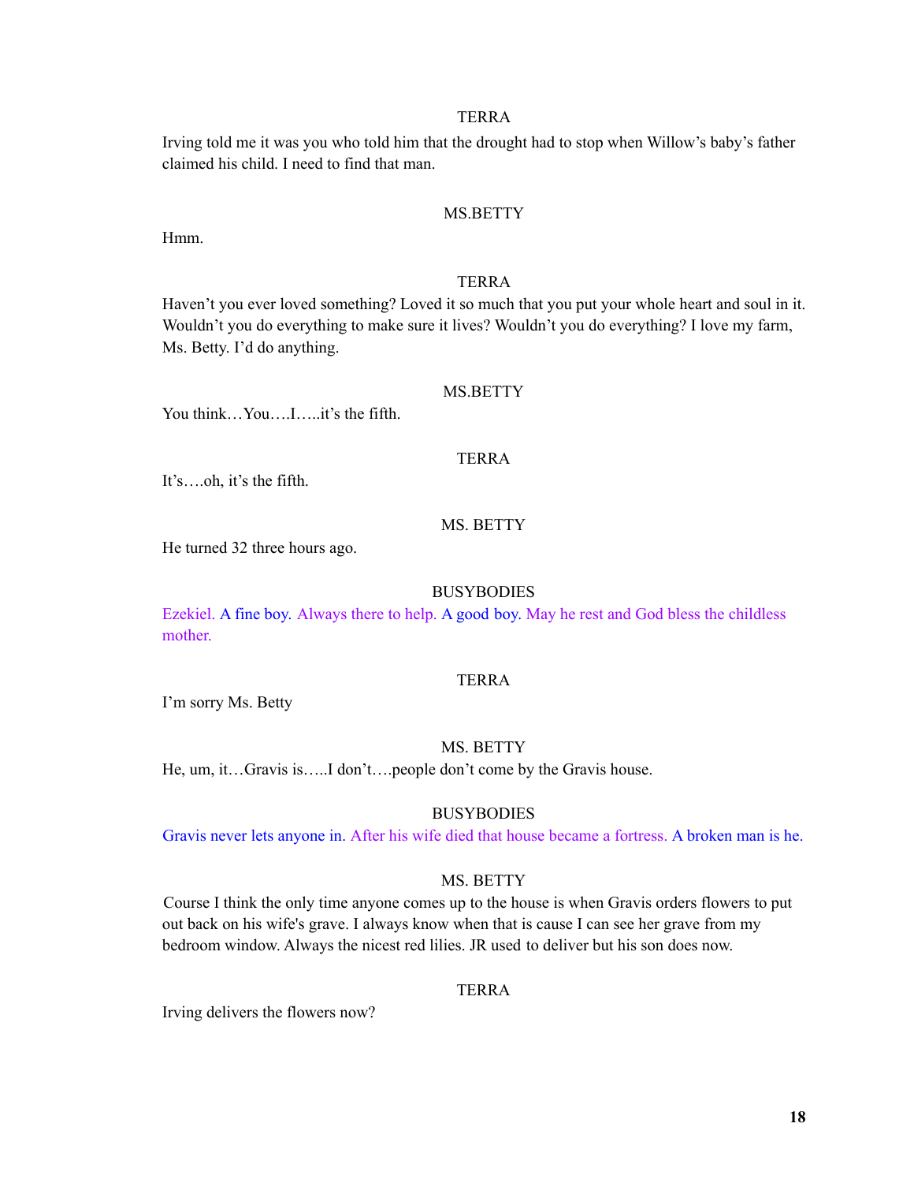TERRA

Irving told me it was you who told him that the drought had to stop when Willow's baby's father claimed his child. I need to find that man.

MS.BETTY

Hmm.

TERRA

Haven't you ever loved something? Loved it so much that you put your whole heart and soul in it. Wouldn't you do everything to make sure it lives? Wouldn't you do everything? I love my farm, Ms. Betty. I'd do anything.

MS.BETTY

You think…You….I…..it's the fifth.

TERRA

It's….oh, it's the fifth.

MS. BETTY

He turned 32 three hours ago.

BUSYBODIES

Ezekiel. A fine boy. Always there to help. A good boy. May he rest and God bless the childless mother.

TERRA

I'm sorry Ms. Betty

MS. BETTY

He, um, it…Gravis is…..I don't….people don't come by the Gravis house.

BUSYBODIES

Gravis never lets anyone in. After his wife died that house became a fortress. A broken man is he.

MS. BETTY

Course I think the only time anyone comes up to the house is when Gravis orders flowers to put out back on his wife's grave. I always know when that is cause I can see her grave from my bedroom window. Always the nicest red lilies. JR used to deliver but his son does now.

TERRA

Irving delivers the flowers now?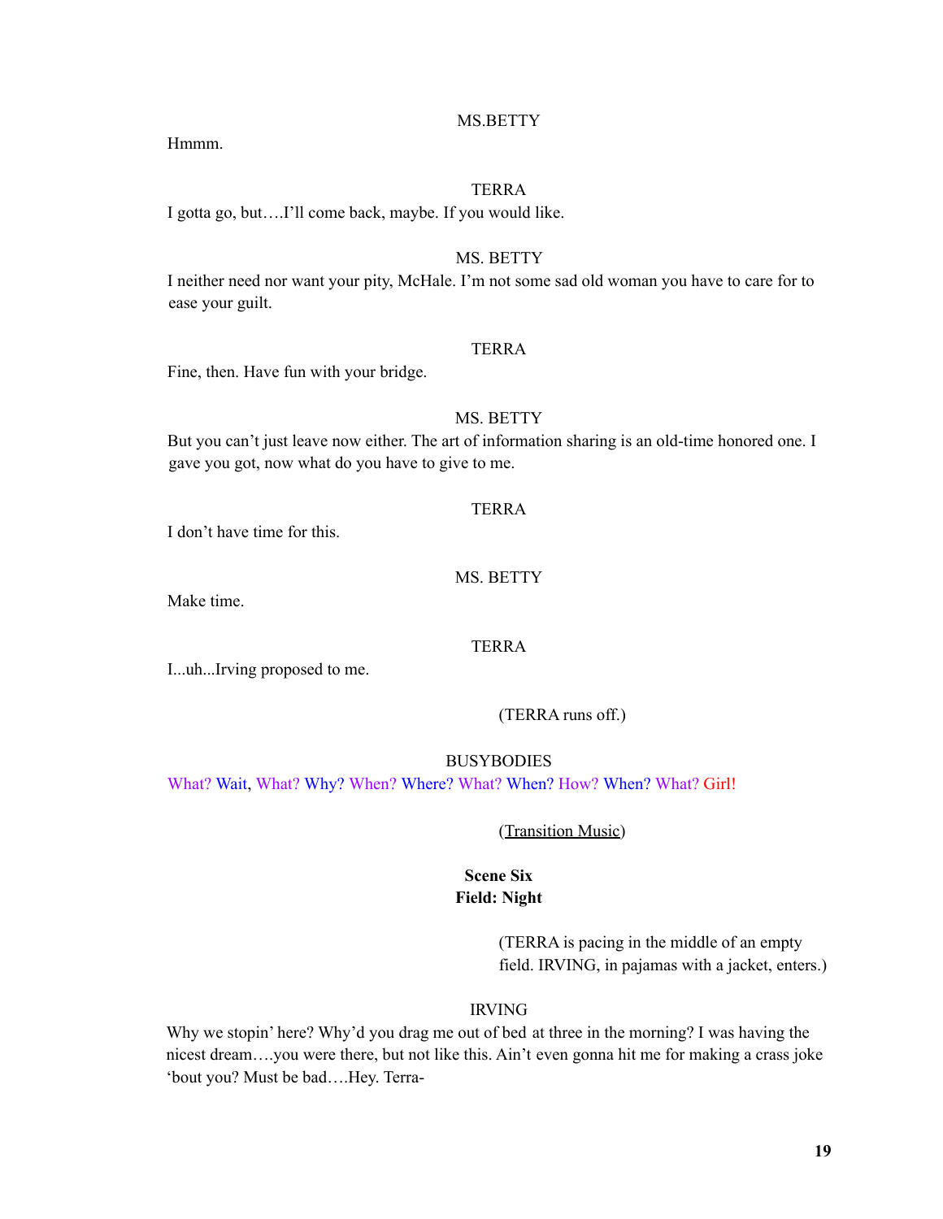MS.BETTY

Hmmm.

TERRA

I gotta go, but….I'll come back, maybe. If you would like.

MS. BETTY

I neither need nor want your pity, McHale. I'm not some sad old woman you have to care for to ease your guilt.

TERRA

Fine, then. Have fun with your bridge.

MS. BETTY

But you can't just leave now either. The art of information sharing is an old-time honored one. I gave you got, now what do you have to give to me.

TERRA

I don't have time for this.

MS. BETTY

Make time.

TERRA

I...uh...Irving proposed to me.

(TERRA runs off.)

BUSYBODIES

What? Wait, What? Why? When? Where? What? When? How? When? What? Girl!

(Transition Music)

**Scene Six**
**Field: Night**

(TERRA is pacing in the middle of an empty field. IRVING, in pajamas with a jacket, enters.)

IRVING

Why we stopin' here? Why'd you drag me out of bed at three in the morning? I was having the nicest dream….you were there, but not like this. Ain't even gonna hit me for making a crass joke 'bout you? Must be bad….Hey. Terra-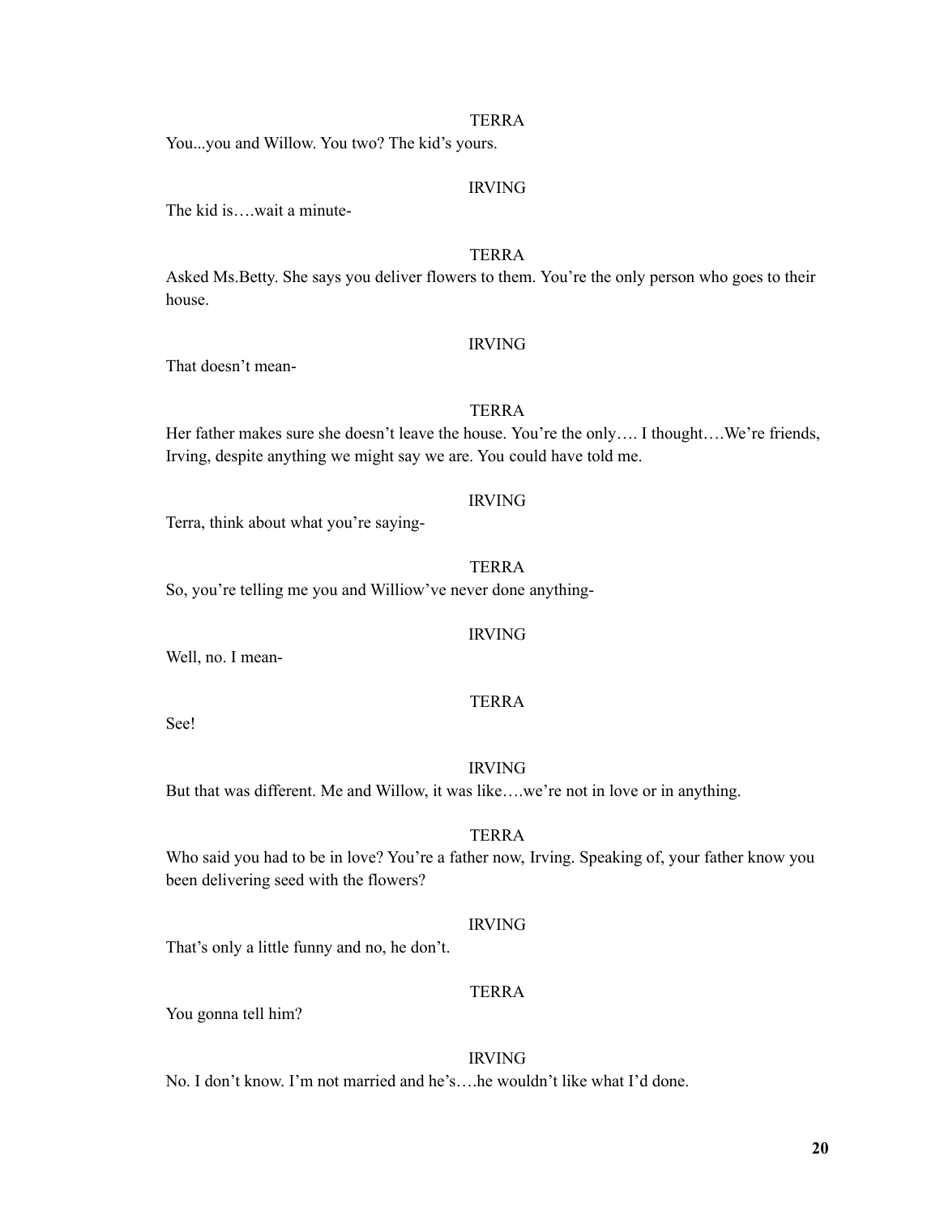TERRA

You...you and Willow. You two? The kid's yours.

IRVING

The kid is….wait a minute-

TERRA

Asked Ms.Betty. She says you deliver flowers to them. You're the only person who goes to their house.

IRVING

That doesn't mean-

TERRA

Her father makes sure she doesn't leave the house. You're the only…. I thought….We're friends, Irving, despite anything we might say we are. You could have told me.

IRVING

Terra, think about what you're saying-

TERRA

So, you're telling me you and Williow've never done anything-

IRVING

Well, no. I mean-

TERRA

See!

IRVING

But that was different. Me and Willow, it was like….we're not in love or in anything.

TERRA

Who said you had to be in love? You're a father now, Irving. Speaking of, your father know you been delivering seed with the flowers?

IRVING

That's only a little funny and no, he don't.

TERRA

You gonna tell him?

IRVING

No. I don't know. I'm not married and he's….he wouldn't like what I'd done.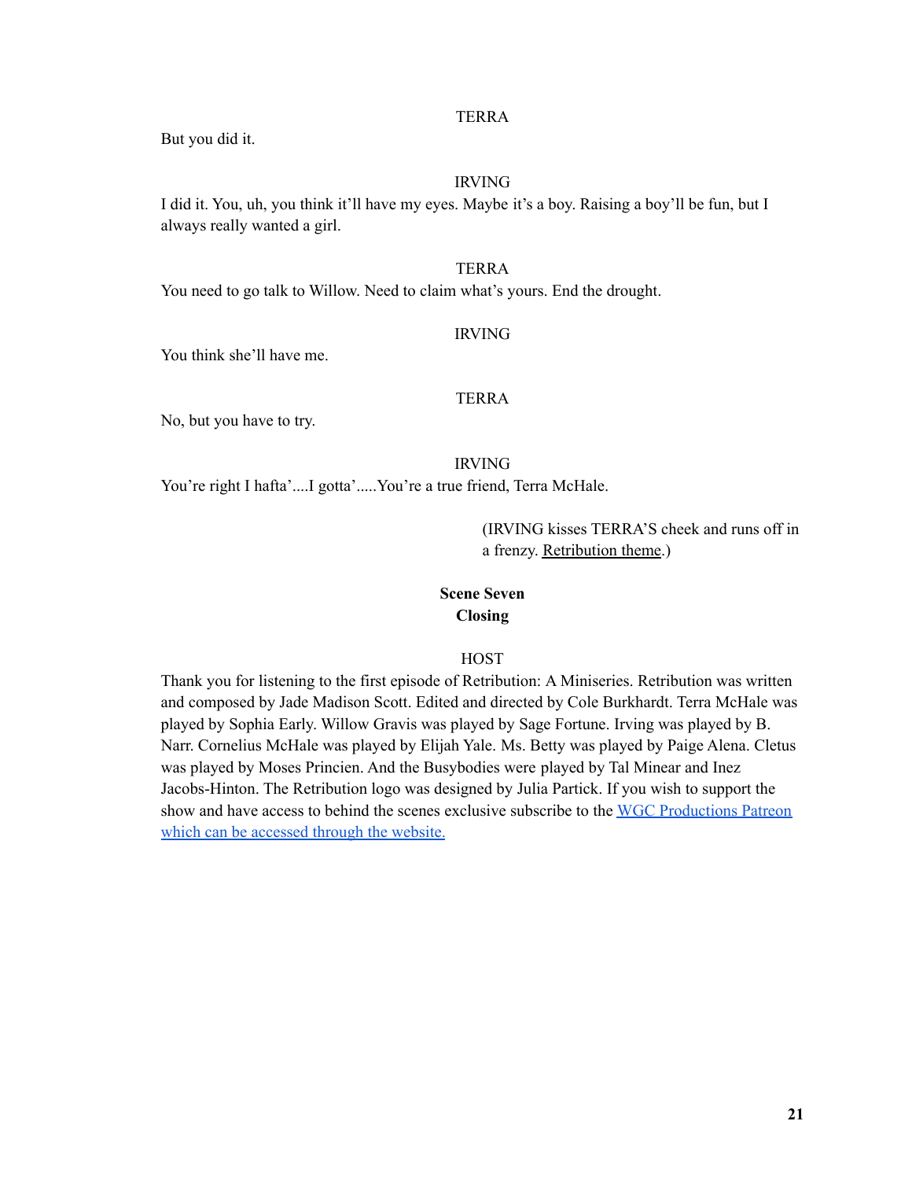TERRA

But you did it.

IRVING

I did it. You, uh, you think it'll have my eyes. Maybe it's a boy. Raising a boy'll be fun, but I always really wanted a girl.

TERRA

You need to go talk to Willow. Need to claim what's yours. End the drought.

IRVING

You think she'll have me.

TERRA

No, but you have to try.

IRVING

You're right I hafta'....I gotta'.....You're a true friend, Terra McHale.

(IRVING kisses TERRA'S cheek and runs off in a frenzy. Retribution theme.)

**Scene Seven**
**Closing**

HOST

Thank you for listening to the first episode of Retribution: A Miniseries. Retribution was written and composed by Jade Madison Scott. Edited and directed by Cole Burkhardt. Terra McHale was played by Sophia Early. Willow Gravis was played by Sage Fortune. Irving was played by B. Narr. Cornelius McHale was played by Elijah Yale. Ms. Betty was played by Paige Alena. Cletus was played by Moses Princien. And the Busybodies were played by Tal Minear and Inez Jacobs-Hinton. The Retribution logo was designed by Julia Partick. If you wish to support the show and have access to behind the scenes exclusive subscribe to the WGC Productions Patreon which can be accessed through the website.